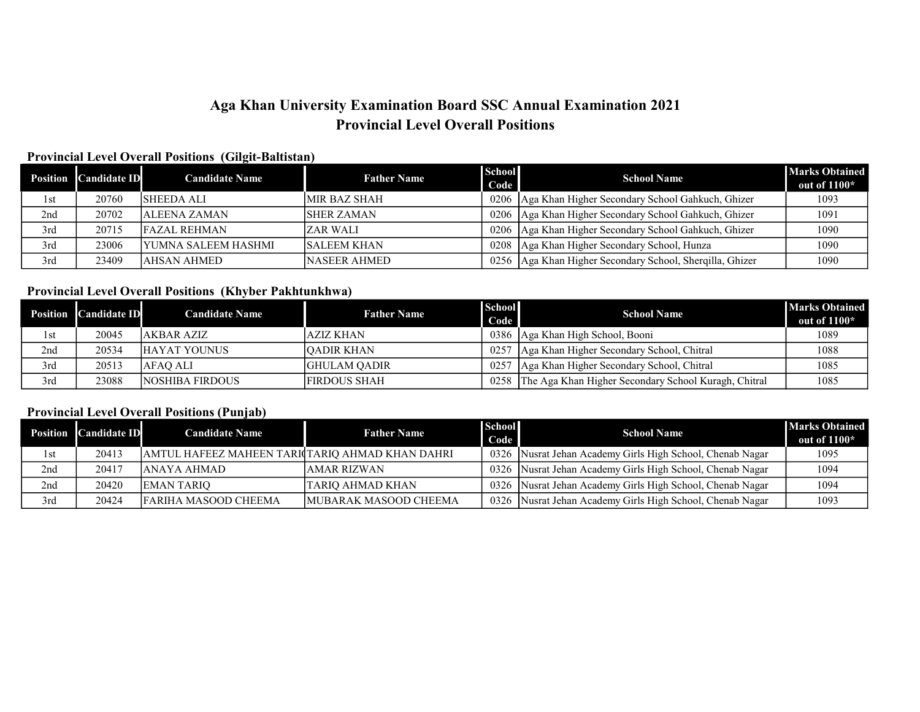# Aga Khan University Examination Board SSC Annual Examination 2021
# Provincial Level Overall Positions

### Provincial Level Overall Positions (Gilgit-Baltistan)

| Position | Candidate ID | Candidate Name | Father Name | School Code | School Name | Marks Obtained out of 1100* |
|---|---|---|---|---|---|---|
| 1st | 20760 | SHEEDA ALI | MIR BAZ SHAH | 0206 | Aga Khan Higher Secondary School Gahkuch, Ghizer | 1093 |
| 2nd | 20702 | ALEENA ZAMAN | SHER ZAMAN | 0206 | Aga Khan Higher Secondary School Gahkuch, Ghizer | 1091 |
| 3rd | 20715 | FAZAL REHMAN | ZAR WALI | 0206 | Aga Khan Higher Secondary School Gahkuch, Ghizer | 1090 |
| 3rd | 23006 | YUMNA SALEEM HASHMI | SALEEM KHAN | 0208 | Aga Khan Higher Secondary School, Hunza | 1090 |
| 3rd | 23409 | AHSAN AHMED | NASEER AHMED | 0256 | Aga Khan Higher Secondary School, Sherqilla, Ghizer | 1090 |

### Provincial Level Overall Positions (Khyber Pakhtunkhwa)

| Position | Candidate ID | Candidate Name | Father Name | School Code | School Name | Marks Obtained out of 1100* |
|---|---|---|---|---|---|---|
| 1st | 20045 | AKBAR AZIZ | AZIZ KHAN | 0386 | Aga Khan High School, Booni | 1089 |
| 2nd | 20534 | HAYAT YOUNUS | QADIR KHAN | 0257 | Aga Khan Higher Secondary School, Chitral | 1088 |
| 3rd | 20513 | AFAQ ALI | GHULAM QADIR | 0257 | Aga Khan Higher Secondary School, Chitral | 1085 |
| 3rd | 23088 | NOSHIBA FIRDOUS | FIRDOUS SHAH | 0258 | The Aga Khan Higher Secondary School Kuragh, Chitral | 1085 |

### Provincial Level Overall Positions (Punjab)

| Position | Candidate ID | Candidate Name | Father Name | School Code | School Name | Marks Obtained out of 1100* |
|---|---|---|---|---|---|---|
| 1st | 20413 | AMTUL HAFEEZ MAHEEN TARI( | TARIQ AHMAD KHAN DAHRI | 0326 | Nusrat Jehan Academy Girls High School, Chenab Nagar | 1095 |
| 2nd | 20417 | ANAYA AHMAD | AMAR RIZWAN | 0326 | Nusrat Jehan Academy Girls High School, Chenab Nagar | 1094 |
| 2nd | 20420 | EMAN TARIQ | TARIQ AHMAD KHAN | 0326 | Nusrat Jehan Academy Girls High School, Chenab Nagar | 1094 |
| 3rd | 20424 | FARIHA MASOOD CHEEMA | MUBARAK MASOOD CHEEMA | 0326 | Nusrat Jehan Academy Girls High School, Chenab Nagar | 1093 |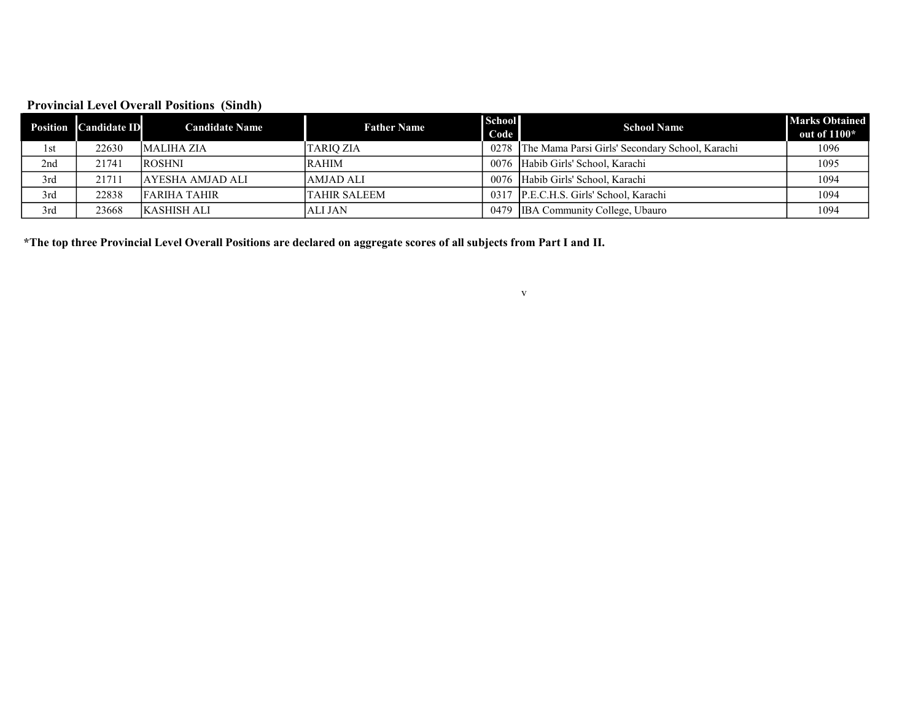**Provincial Level Overall Positions (Sindh)**

| Position | Candidate ID | Candidate Name | Father Name | School Code | School Name | Marks Obtained out of 1100* |
|---|---|---|---|---|---|---|
| 1st | 22630 | MALIHA ZIA | TARIQ ZIA | 0278 | The Mama Parsi Girls' Secondary School, Karachi | 1096 |
| 2nd | 21741 | ROSHNI | RAHIM | 0076 | Habib Girls' School, Karachi | 1095 |
| 3rd | 21711 | AYESHA AMJAD ALI | AMJAD ALI | 0076 | Habib Girls' School, Karachi | 1094 |
| 3rd | 22838 | FARIHA TAHIR | TAHIR SALEEM | 0317 | P.E.C.H.S. Girls' School, Karachi | 1094 |
| 3rd | 23668 | KASHISH ALI | ALI JAN | 0479 | IBA Community College, Ubauro | 1094 |

**\*The top three Provincial Level Overall Positions are declared on aggregate scores of all subjects from Part I and II.**